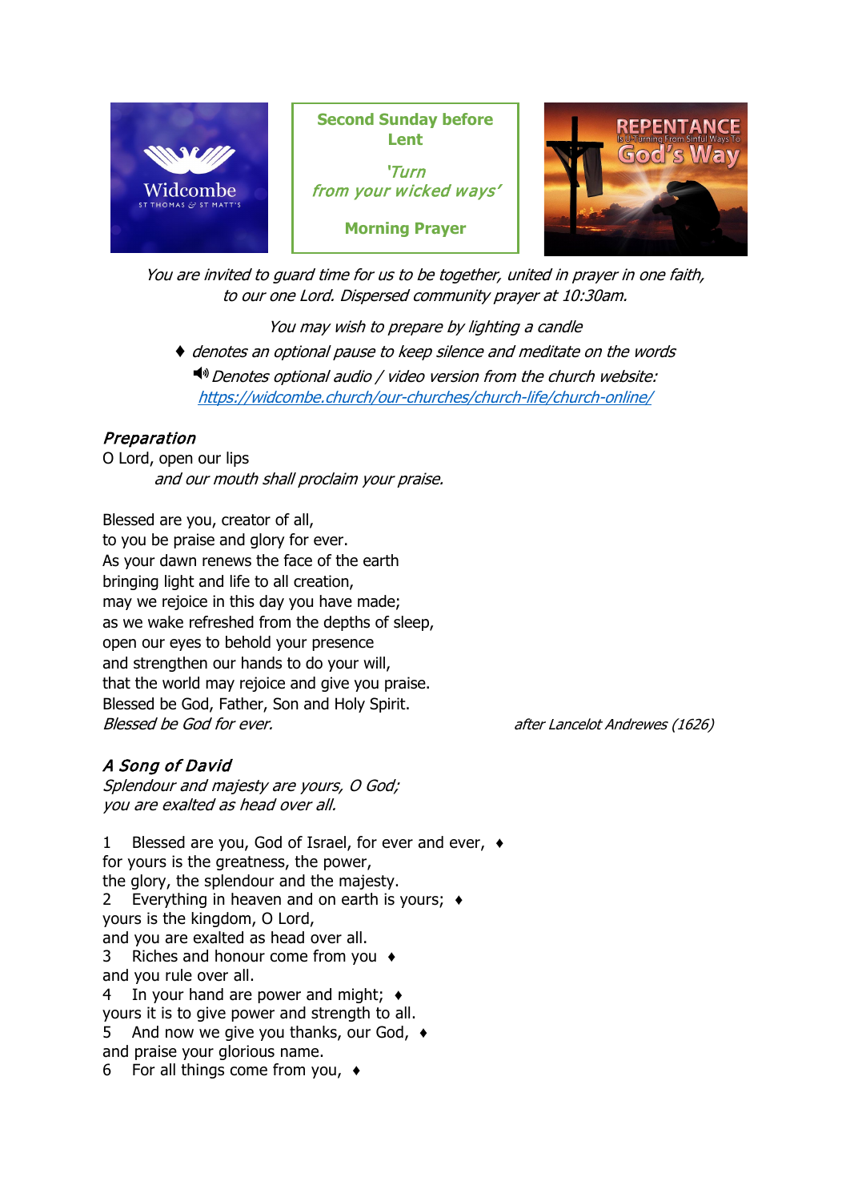Widcombe
ST THOMAS & ST MATT'S

**Second Sunday before Lent**

*'Turn from your wicked ways'*

**Morning Prayer**

REPENTANCE
Is U-Turning From Sinful Ways To
God's Way

*You are invited to guard time for us to be together, united in prayer in one faith, to our one Lord. Dispersed community prayer at 10:30am.*

*You may wish to prepare by lighting a candle*

♦ *denotes an optional pause to keep silence and meditate on the words*

🔊 *Denotes optional audio / video version from the church website:* [https://widcombe.church/our-churches/church-life/church-online/](https://widcombe.church/our-churches/church-life/church-online/)

## *Preparation*

O Lord, open our lips
*and our mouth shall proclaim your praise.*

Blessed are you, creator of all,
to you be praise and glory for ever.
As your dawn renews the face of the earth
bringing light and life to all creation,
may we rejoice in this day you have made;
as we wake refreshed from the depths of sleep,
open our eyes to behold your presence
and strengthen our hands to do your will,
that the world may rejoice and give you praise.
Blessed be God, Father, Son and Holy Spirit.
*Blessed be God for ever.*

*after Lancelot Andrewes (1626)*

## *A Song of David*

*Splendour and majesty are yours, O God;*
*you are exalted as head over all.*

1 Blessed are you, God of Israel, for ever and ever, ♦
for yours is the greatness, the power,
the glory, the splendour and the majesty.
2 Everything in heaven and on earth is yours; ♦
yours is the kingdom, O Lord,
and you are exalted as head over all.
3 Riches and honour come from you ♦
and you rule over all.
4 In your hand are power and might; ♦
yours it is to give power and strength to all.
5 And now we give you thanks, our God, ♦
and praise your glorious name.
6 For all things come from you, ♦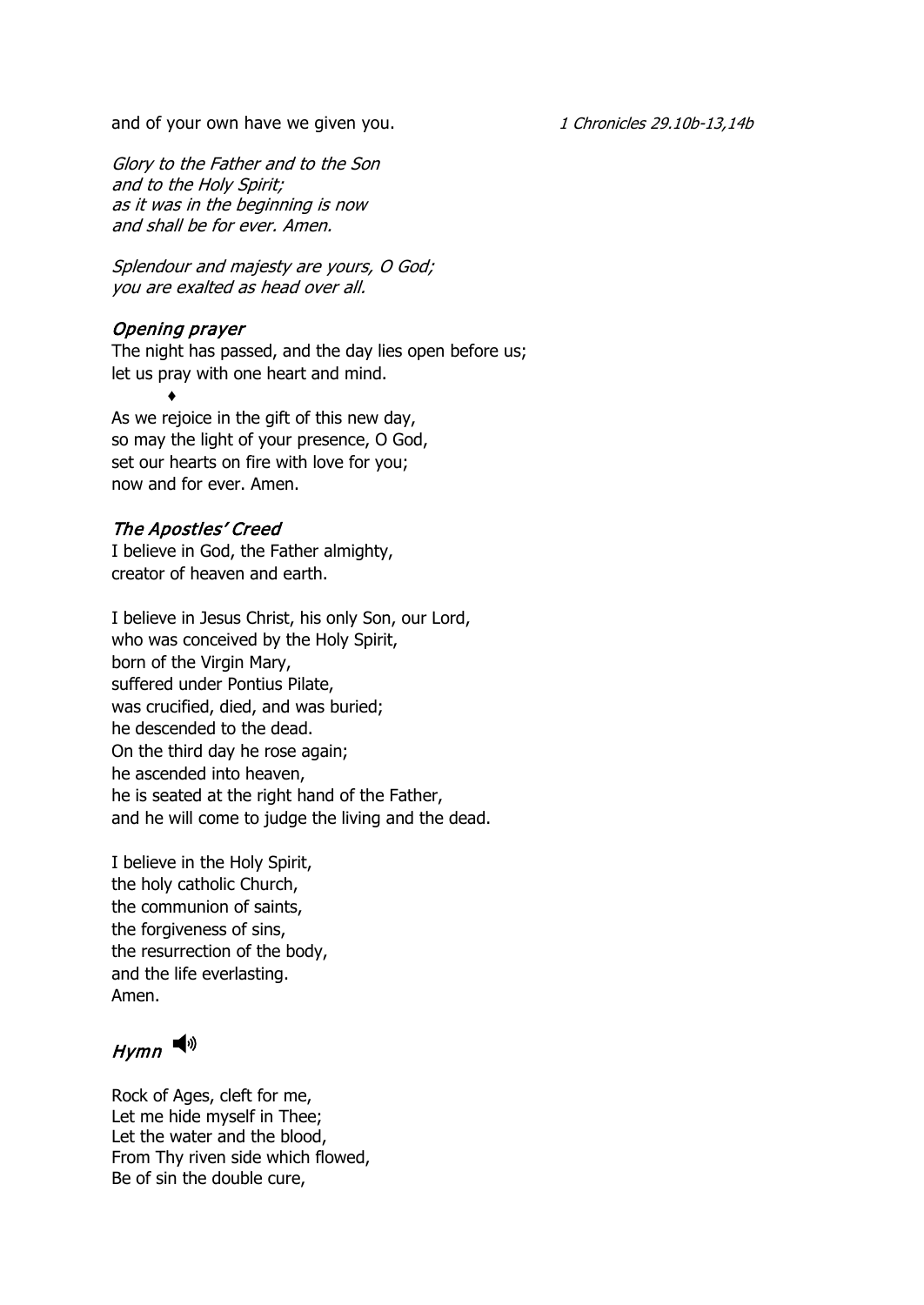and of your own have we given you. *1 Chronicles 29.10b-13,14b*

*Glory to the Father and to the Son*
*and to the Holy Spirit;*
*as it was in the beginning is now*
*and shall be for ever. Amen.*

*Splendour and majesty are yours, O God;*
*you are exalted as head over all.*

### *Opening prayer*

The night has passed, and the day lies open before us;
let us pray with one heart and mind.

♦

As we rejoice in the gift of this new day,
so may the light of your presence, O God,
set our hearts on fire with love for you;
now and for ever. Amen.

### *The Apostles' Creed*

I believe in God, the Father almighty,
creator of heaven and earth.

I believe in Jesus Christ, his only Son, our Lord,
who was conceived by the Holy Spirit,
born of the Virgin Mary,
suffered under Pontius Pilate,
was crucified, died, and was buried;
he descended to the dead.
On the third day he rose again;
he ascended into heaven,
he is seated at the right hand of the Father,
and he will come to judge the living and the dead.

I believe in the Holy Spirit,
the holy catholic Church,
the communion of saints,
the forgiveness of sins,
the resurrection of the body,
and the life everlasting.
Amen.

### *Hymn*

Rock of Ages, cleft for me,
Let me hide myself in Thee;
Let the water and the blood,
From Thy riven side which flowed,
Be of sin the double cure,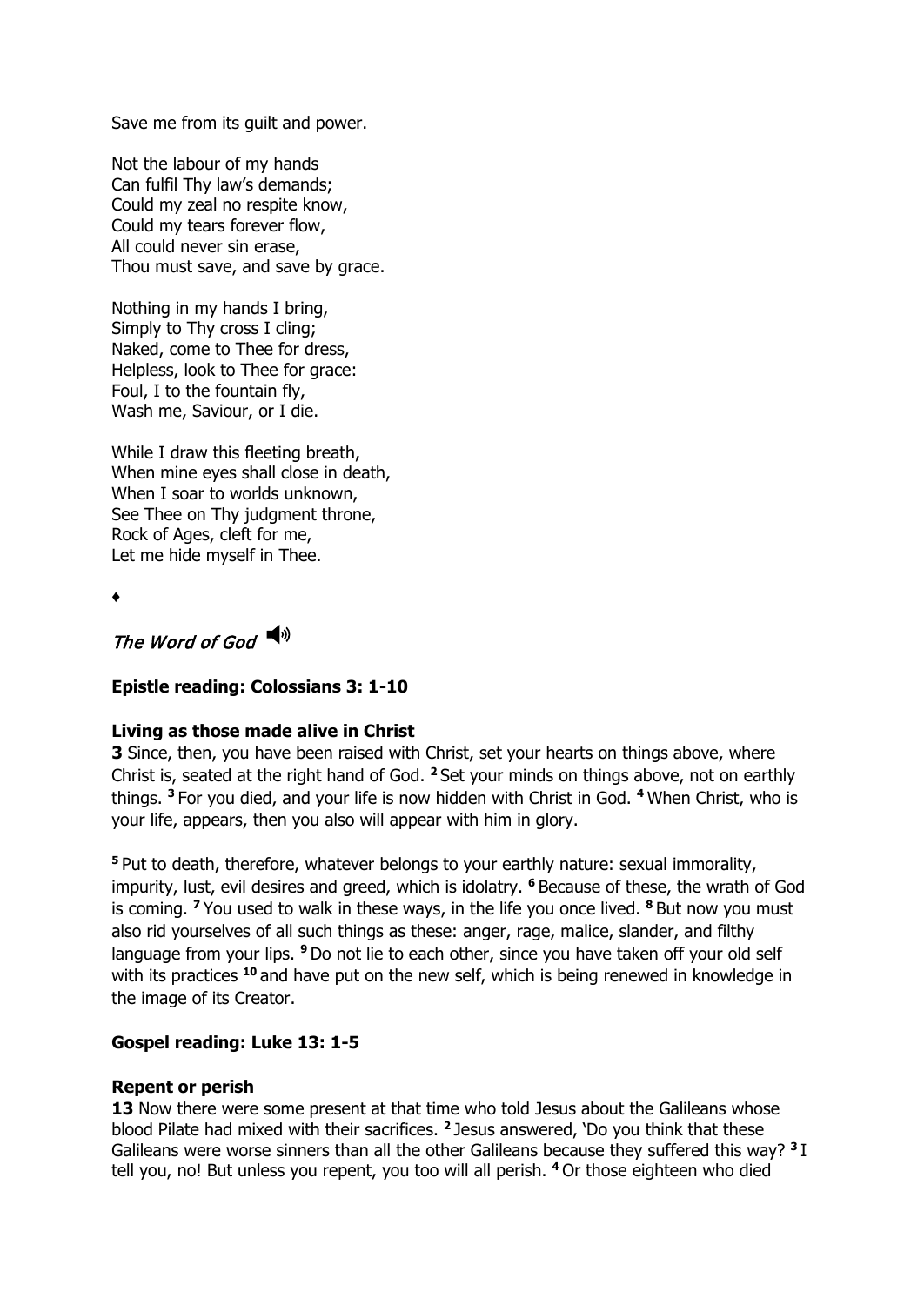Save me from its guilt and power.

Not the labour of my hands
Can fulfil Thy law's demands;
Could my zeal no respite know,
Could my tears forever flow,
All could never sin erase,
Thou must save, and save by grace.

Nothing in my hands I bring,
Simply to Thy cross I cling;
Naked, come to Thee for dress,
Helpless, look to Thee for grace:
Foul, I to the fountain fly,
Wash me, Saviour, or I die.

While I draw this fleeting breath,
When mine eyes shall close in death,
When I soar to worlds unknown,
See Thee on Thy judgment throne,
Rock of Ages, cleft for me,
Let me hide myself in Thee.

♦

## *The Word of God*

**Epistle reading: Colossians 3: 1-10**

**Living as those made alive in Christ**

**3** Since, then, you have been raised with Christ, set your hearts on things above, where Christ is, seated at the right hand of God. **2** Set your minds on things above, not on earthly things. **3** For you died, and your life is now hidden with Christ in God. **4** When Christ, who is your life, appears, then you also will appear with him in glory.

**5** Put to death, therefore, whatever belongs to your earthly nature: sexual immorality, impurity, lust, evil desires and greed, which is idolatry. **6** Because of these, the wrath of God is coming. **7** You used to walk in these ways, in the life you once lived. **8** But now you must also rid yourselves of all such things as these: anger, rage, malice, slander, and filthy language from your lips. **9** Do not lie to each other, since you have taken off your old self with its practices **10** and have put on the new self, which is being renewed in knowledge in the image of its Creator.

**Gospel reading: Luke 13: 1-5**

**Repent or perish**

**13** Now there were some present at that time who told Jesus about the Galileans whose blood Pilate had mixed with their sacrifices. **2** Jesus answered, 'Do you think that these Galileans were worse sinners than all the other Galileans because they suffered this way? **3** I tell you, no! But unless you repent, you too will all perish. **4** Or those eighteen who died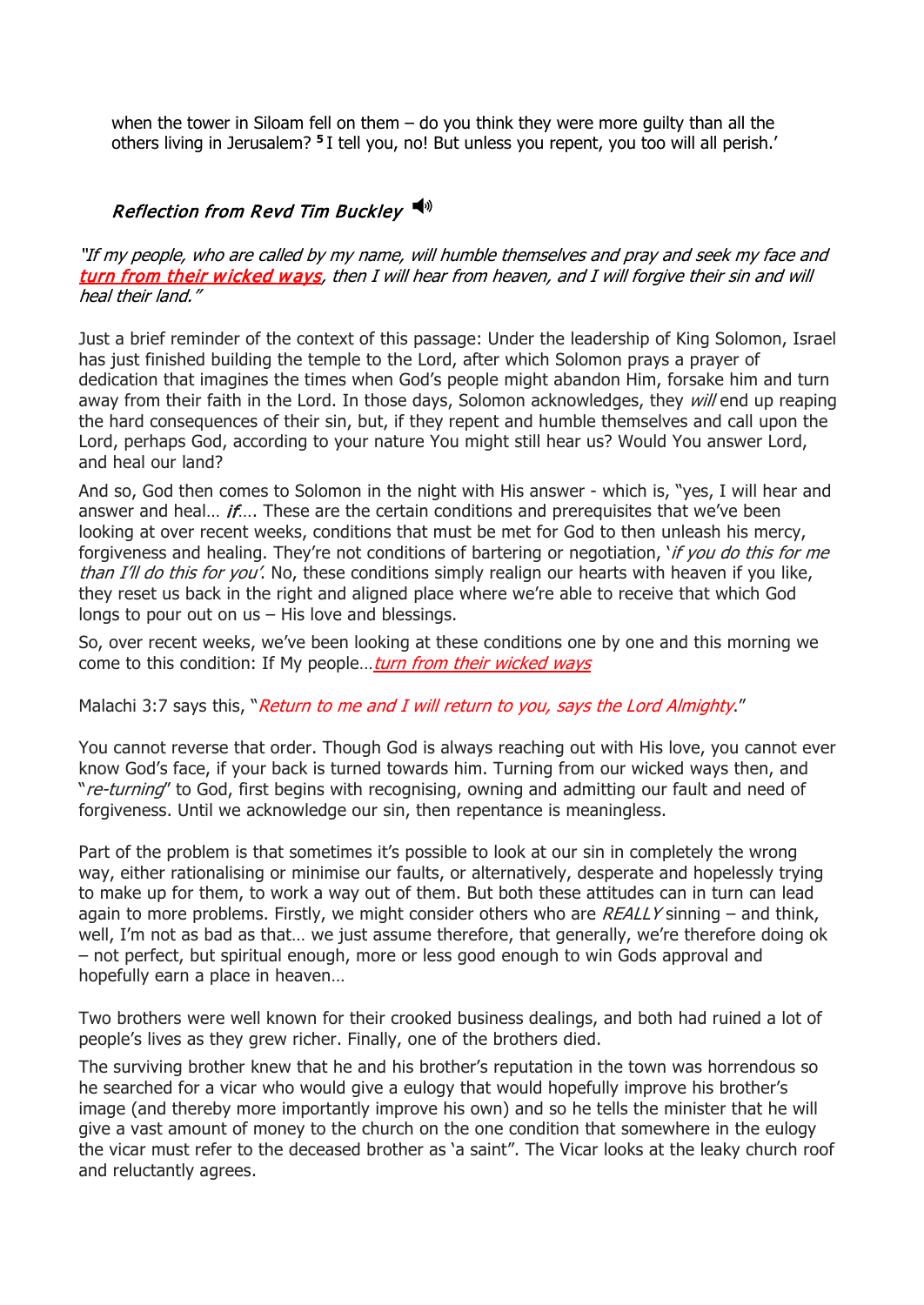when the tower in Siloam fell on them – do you think they were more guilty than all the others living in Jerusalem? [5] I tell you, no! But unless you repent, you too will all perish.'

### *Reflection from Revd Tim Buckley* 🔊

*"If my people, who are called by my name, will humble themselves and pray and seek my face and **turn from their wicked ways**, then I will hear from heaven, and I will forgive their sin and will heal their land."*

Just a brief reminder of the context of this passage: Under the leadership of King Solomon, Israel has just finished building the temple to the Lord, after which Solomon prays a prayer of dedication that imagines the times when God's people might abandon Him, forsake him and turn away from their faith in the Lord. In those days, Solomon acknowledges, they *will* end up reaping the hard consequences of their sin, but, if they repent and humble themselves and call upon the Lord, perhaps God, according to your nature You might still hear us? Would You answer Lord, and heal our land?

And so, God then comes to Solomon in the night with His answer - which is, "yes, I will hear and answer and heal… ***if***…. These are the certain conditions and prerequisites that we've been looking at over recent weeks, conditions that must be met for God to then unleash his mercy, forgiveness and healing. They're not conditions of bartering or negotiation, '*if you do this for me than I'll do this for you'*. No, these conditions simply realign our hearts with heaven if you like, they reset us back in the right and aligned place where we're able to receive that which God longs to pour out on us – His love and blessings.

So, over recent weeks, we've been looking at these conditions one by one and this morning we come to this condition: If My people…*turn from their wicked ways*

Malachi 3:7 says this, "*Return to me and I will return to you, says the Lord Almighty*."

You cannot reverse that order. Though God is always reaching out with His love, you cannot ever know God's face, if your back is turned towards him. Turning from our wicked ways then, and "*re-turning*" to God, first begins with recognising, owning and admitting our fault and need of forgiveness. Until we acknowledge our sin, then repentance is meaningless.

Part of the problem is that sometimes it's possible to look at our sin in completely the wrong way, either rationalising or minimise our faults, or alternatively, desperate and hopelessly trying to make up for them, to work a way out of them. But both these attitudes can in turn can lead again to more problems. Firstly, we might consider others who are *REALLY* sinning – and think, well, I'm not as bad as that… we just assume therefore, that generally, we're therefore doing ok – not perfect, but spiritual enough, more or less good enough to win Gods approval and hopefully earn a place in heaven…

Two brothers were well known for their crooked business dealings, and both had ruined a lot of people's lives as they grew richer. Finally, one of the brothers died.

The surviving brother knew that he and his brother's reputation in the town was horrendous so he searched for a vicar who would give a eulogy that would hopefully improve his brother's image (and thereby more importantly improve his own) and so he tells the minister that he will give a vast amount of money to the church on the one condition that somewhere in the eulogy the vicar must refer to the deceased brother as 'a saint". The Vicar looks at the leaky church roof and reluctantly agrees.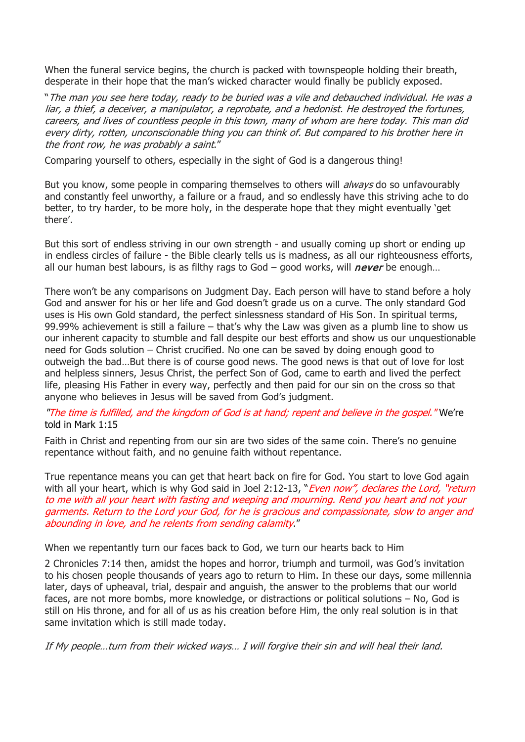When the funeral service begins, the church is packed with townspeople holding their breath, desperate in their hope that the man's wicked character would finally be publicly exposed.

"*The man you see here today, ready to be buried was a vile and debauched individual. He was a liar, a thief, a deceiver, a manipulator, a reprobate, and a hedonist. He destroyed the fortunes, careers, and lives of countless people in this town, many of whom are here today. This man did every dirty, rotten, unconscionable thing you can think of. But compared to his brother here in the front row, he was probably a saint*."

Comparing yourself to others, especially in the sight of God is a dangerous thing!

But you know, some people in comparing themselves to others will *always* do so unfavourably and constantly feel unworthy, a failure or a fraud, and so endlessly have this striving ache to do better, to try harder, to be more holy, in the desperate hope that they might eventually 'get there'.

But this sort of endless striving in our own strength - and usually coming up short or ending up in endless circles of failure - the Bible clearly tells us is madness, as all our righteousness efforts, all our human best labours, is as filthy rags to God – good works, will ***never*** be enough…

There won't be any comparisons on Judgment Day. Each person will have to stand before a holy God and answer for his or her life and God doesn't grade us on a curve. The only standard God uses is His own Gold standard, the perfect sinlessness standard of His Son. In spiritual terms, 99.99% achievement is still a failure – that's why the Law was given as a plumb line to show us our inherent capacity to stumble and fall despite our best efforts and show us our unquestionable need for Gods solution – Christ crucified. No one can be saved by doing enough good to outweigh the bad…But there is of course good news. The good news is that out of love for lost and helpless sinners, Jesus Christ, the perfect Son of God, came to earth and lived the perfect life, pleasing His Father in every way, perfectly and then paid for our sin on the cross so that anyone who believes in Jesus will be saved from God's judgment.

*"The time is fulfilled, and the kingdom of God is at hand; repent and believe in the gospel."* We're told in Mark 1:15

Faith in Christ and repenting from our sin are two sides of the same coin. There's no genuine repentance without faith, and no genuine faith without repentance.

True repentance means you can get that heart back on fire for God. You start to love God again with all your heart, which is why God said in Joel 2:12-13, "*Even now", declares the Lord, "return to me with all your heart with fasting and weeping and mourning. Rend you heart and not your garments. Return to the Lord your God, for he is gracious and compassionate, slow to anger and abounding in love, and he relents from sending calamity*."

When we repentantly turn our faces back to God, we turn our hearts back to Him

2 Chronicles 7:14 then, amidst the hopes and horror, triumph and turmoil, was God's invitation to his chosen people thousands of years ago to return to Him. In these our days, some millennia later, days of upheaval, trial, despair and anguish, the answer to the problems that our world faces, are not more bombs, more knowledge, or distractions or political solutions – No, God is still on His throne, and for all of us as his creation before Him, the only real solution is in that same invitation which is still made today.

*If My people…turn from their wicked ways… I will forgive their sin and will heal their land.*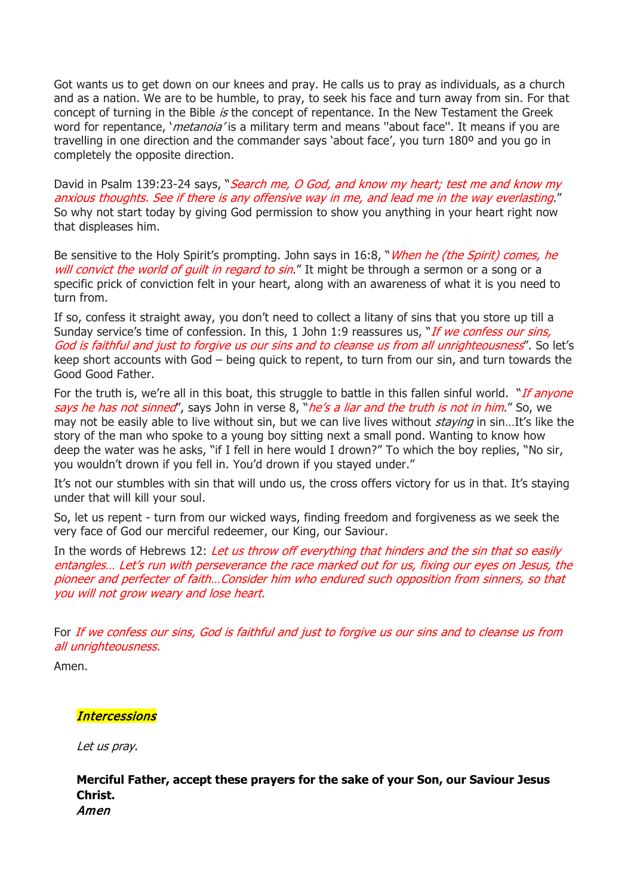Got wants us to get down on our knees and pray. He calls us to pray as individuals, as a church and as a nation. We are to be humble, to pray, to seek his face and turn away from sin. For that concept of turning in the Bible *is* the concept of repentance. In the New Testament the Greek word for repentance, '*metanoia'* is a military term and means "about face". It means if you are travelling in one direction and the commander says 'about face', you turn 180º and you go in completely the opposite direction.

David in Psalm 139:23-24 says, "*Search me, O God, and know my heart; test me and know my anxious thoughts. See if there is any offensive way in me, and lead me in the way everlasting*." So why not start today by giving God permission to show you anything in your heart right now that displeases him.

Be sensitive to the Holy Spirit's prompting. John says in 16:8, "*When he (the Spirit) comes, he will convict the world of guilt in regard to sin*." It might be through a sermon or a song or a specific prick of conviction felt in your heart, along with an awareness of what it is you need to turn from.

If so, confess it straight away, you don't need to collect a litany of sins that you store up till a Sunday service's time of confession. In this, 1 John 1:9 reassures us, "*If we confess our sins, God is faithful and just to forgive us our sins and to cleanse us from all unrighteousness*". So let's keep short accounts with God – being quick to repent, to turn from our sin, and turn towards the Good Good Father.

For the truth is, we're all in this boat, this struggle to battle in this fallen sinful world. "*If anyone says he has not sinned*", says John in verse 8, "*he's a liar and the truth is not in him*." So, we may not be easily able to live without sin, but we can live lives without *staying* in sin…It's like the story of the man who spoke to a young boy sitting next a small pond. Wanting to know how deep the water was he asks, "if I fell in here would I drown?" To which the boy replies, "No sir, you wouldn't drown if you fell in. You'd drown if you stayed under."

It's not our stumbles with sin that will undo us, the cross offers victory for us in that. It's staying under that will kill your soul.

So, let us repent - turn from our wicked ways, finding freedom and forgiveness as we seek the very face of God our merciful redeemer, our King, our Saviour.

In the words of Hebrews 12: *Let us throw off everything that hinders and the sin that so easily entangles… Let's run with perseverance the race marked out for us, fixing our eyes on Jesus, the pioneer and perfecter of faith…Consider him who endured such opposition from sinners, so that you will not grow weary and lose heart.*

For *If we confess our sins, God is faithful and just to forgive us our sins and to cleanse us from all unrighteousness.*

Amen.

## *Intercessions*

*Let us pray.*

**Merciful Father, accept these prayers for the sake of your Son, our Saviour Jesus Christ.**
*Amen*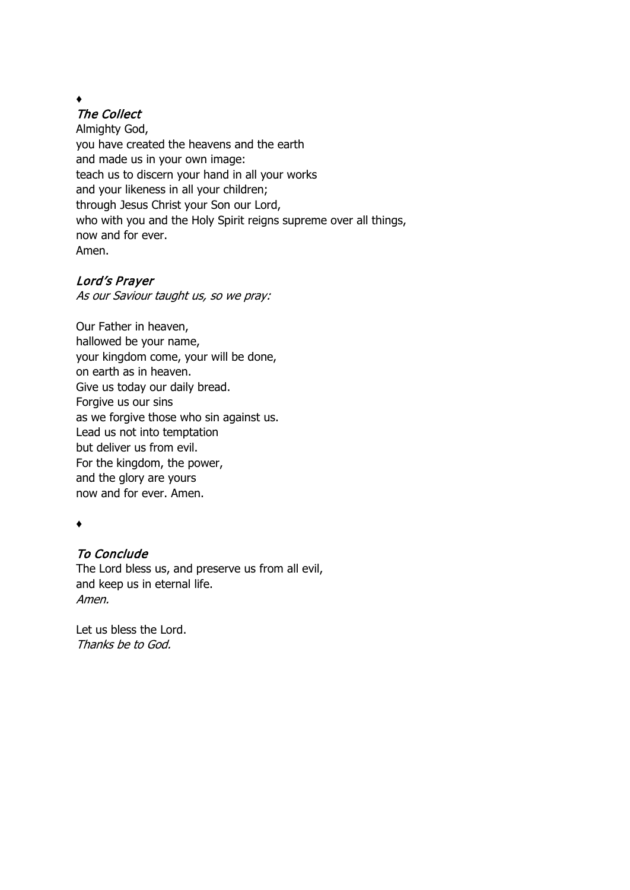♦

### *The Collect*

Almighty God,
you have created the heavens and the earth
and made us in your own image:
teach us to discern your hand in all your works
and your likeness in all your children;
through Jesus Christ your Son our Lord,
who with you and the Holy Spirit reigns supreme over all things,
now and for ever.
Amen.

### *Lord's Prayer*

*As our Saviour taught us, so we pray:*

Our Father in heaven,
hallowed be your name,
your kingdom come, your will be done,
on earth as in heaven.
Give us today our daily bread.
Forgive us our sins
as we forgive those who sin against us.
Lead us not into temptation
but deliver us from evil.
For the kingdom, the power,
and the glory are yours
now and for ever. Amen.

♦

### *To Conclude*

The Lord bless us, and preserve us from all evil,
and keep us in eternal life.
*Amen.*

Let us bless the Lord.
*Thanks be to God.*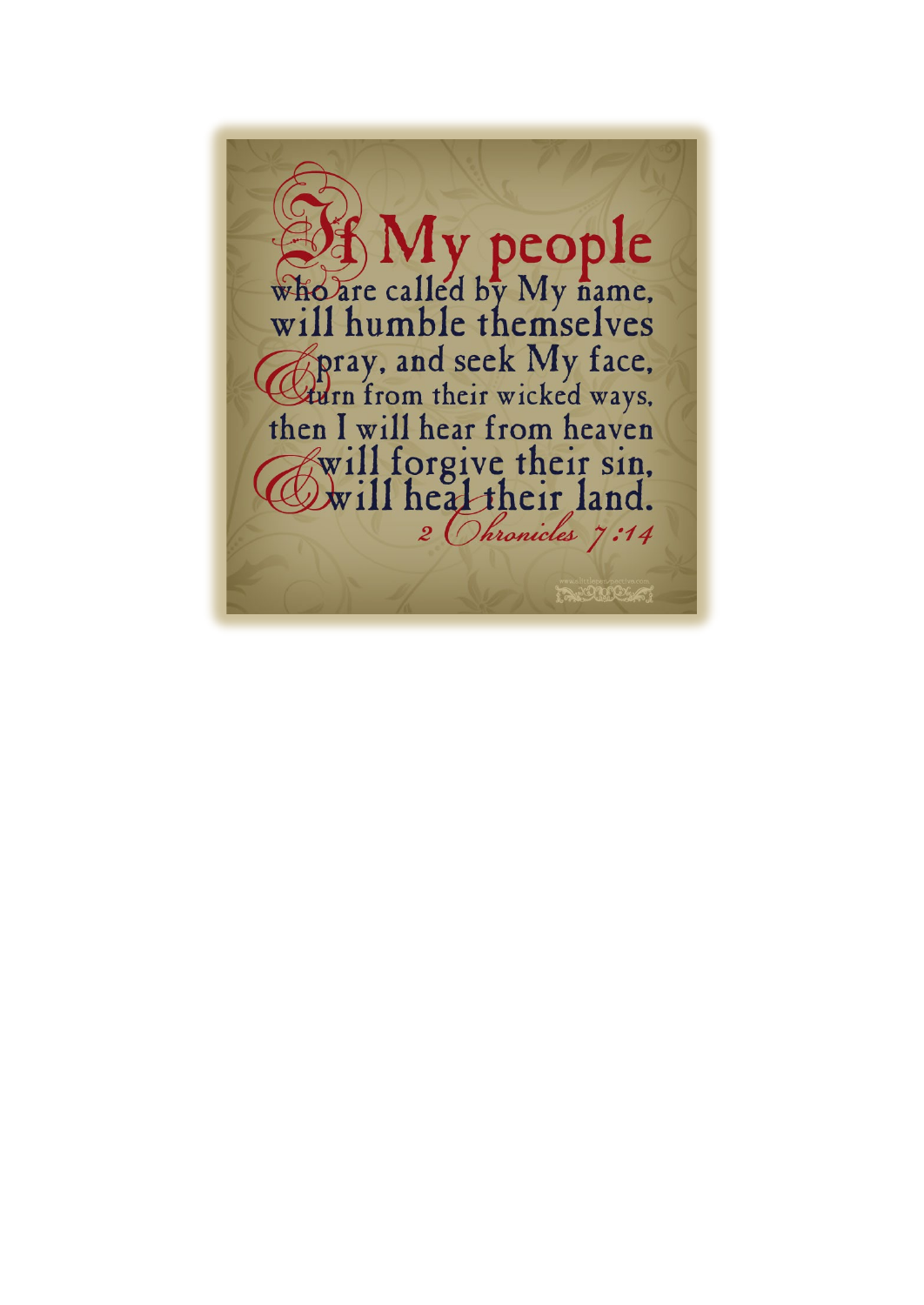If My people
who are called by My name,
will humble themselves
& pray, and seek My face,
& turn from their wicked ways,
then I will hear from heaven
& will forgive their sin,
& will heal their land.

*2 Chronicles 7:14*